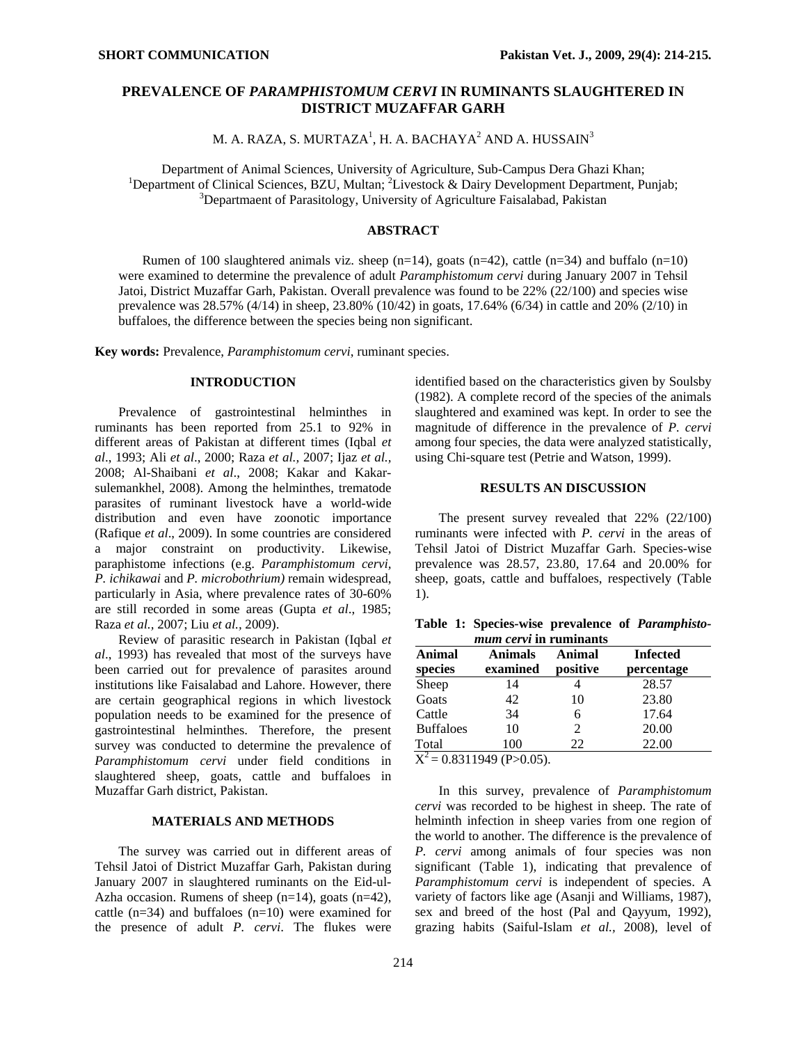**SHORT COMMUNICATION**

# PREVALENCE OF *PARAMPHISTOMUM CERVI* IN RUMINANTS SLAUGHTERED IN DISTRICT MUZAFFAR GARH

M. A. RAZA, S. MURTAZA[1], H. A. BACHAYA[2] AND A. HUSSAIN[3]

Department of Animal Sciences, University of Agriculture, Sub-Campus Dera Ghazi Khan;
[1]Department of Clinical Sciences, BZU, Multan; [2]Livestock & Dairy Development Department, Punjab;
[3]Departmaent of Parasitology, University of Agriculture Faisalabad, Pakistan

## ABSTRACT

Rumen of 100 slaughtered animals viz. sheep (n=14), goats (n=42), cattle (n=34) and buffalo (n=10) were examined to determine the prevalence of adult *Paramphistomum cervi* during January 2007 in Tehsil Jatoi, District Muzaffar Garh, Pakistan. Overall prevalence was found to be 22% (22/100) and species wise prevalence was 28.57% (4/14) in sheep, 23.80% (10/42) in goats, 17.64% (6/34) in cattle and 20% (2/10) in buffaloes, the difference between the species being non significant.

**Key words:** Prevalence, *Paramphistomum cervi*, ruminant species.

## INTRODUCTION

Prevalence of gastrointestinal helminthes in ruminants has been reported from 25.1 to 92% in different areas of Pakistan at different times (Iqbal *et al*., 1993; Ali *et al*., 2000; Raza *et al.,* 2007; Ijaz *et al.*, 2008; Al-Shaibani *et al*., 2008; Kakar and Kakar-sulemankhel, 2008). Among the helminthes, trematode parasites of ruminant livestock have a world-wide distribution and even have zoonotic importance (Rafique *et al*., 2009). In some countries are considered a major constraint on productivity. Likewise, paraphistome infections (e.g. *Paramphistomum cervi, P. ichikawai* and *P. microbothrium)* remain widespread, particularly in Asia, where prevalence rates of 30-60% are still recorded in some areas (Gupta *et al*., 1985; Raza *et al.,* 2007; Liu *et al.*, 2009).

Review of parasitic research in Pakistan (Iqbal *et al*., 1993) has revealed that most of the surveys have been carried out for prevalence of parasites around institutions like Faisalabad and Lahore. However, there are certain geographical regions in which livestock population needs to be examined for the presence of gastrointestinal helminthes. Therefore, the present survey was conducted to determine the prevalence of *Paramphistomum cervi* under field conditions in slaughtered sheep, goats, cattle and buffaloes in Muzaffar Garh district, Pakistan.

## MATERIALS AND METHODS

The survey was carried out in different areas of Tehsil Jatoi of District Muzaffar Garh, Pakistan during January 2007 in slaughtered ruminants on the Eid-ul-Azha occasion. Rumens of sheep (n=14), goats (n=42), cattle (n=34) and buffaloes (n=10) were examined for the presence of adult *P. cervi*. The flukes were identified based on the characteristics given by Soulsby (1982). A complete record of the species of the animals slaughtered and examined was kept. In order to see the magnitude of difference in the prevalence of *P. cervi* among four species, the data were analyzed statistically, using Chi-square test (Petrie and Watson, 1999).

## RESULTS AN DISCUSSION

The present survey revealed that 22% (22/100) ruminants were infected with *P. cervi* in the areas of Tehsil Jatoi of District Muzaffar Garh. Species-wise prevalence was 28.57, 23.80, 17.64 and 20.00% for sheep, goats, cattle and buffaloes, respectively (Table 1).

**Table 1: Species-wise prevalence of *Paramphistomum cervi* in ruminants**

| Animal species | Animals examined | Animal positive | Infected percentage |
|---|---|---|---|
| Sheep | 14 | 4 | 28.57 |
| Goats | 42 | 10 | 23.80 |
| Cattle | 34 | 6 | 17.64 |
| Buffaloes | 10 | 2 | 20.00 |
| Total | 100 | 22 | 22.00 |

$X^2 = 0.8311949$ ($P>0.05$).

In this survey, prevalence of *Paramphistomum cervi* was recorded to be highest in sheep. The rate of helminth infection in sheep varies from one region of the world to another. The difference is the prevalence of *P. cervi* among animals of four species was non significant (Table 1), indicating that prevalence of *Paramphistomum cervi* is independent of species. A variety of factors like age (Asanji and Williams, 1987), sex and breed of the host (Pal and Qayyum, 1992), grazing habits (Saiful-Islam *et al.*, 2008), level of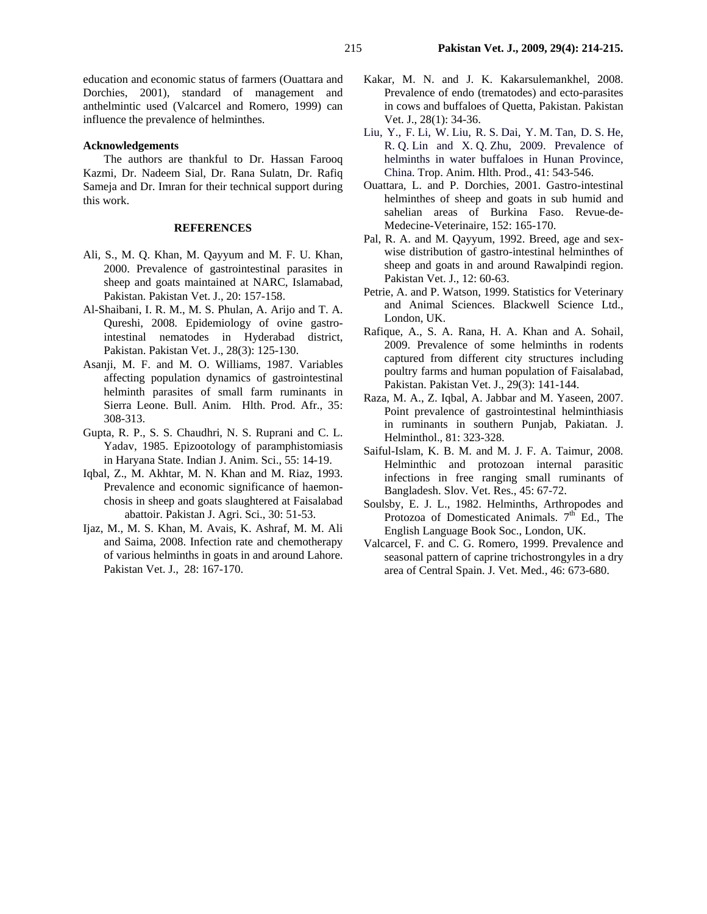education and economic status of farmers (Ouattara and Dorchies, 2001), standard of management and anthelmintic used (Valcarcel and Romero, 1999) can influence the prevalence of helminthes.

**Acknowledgements**

The authors are thankful to Dr. Hassan Farooq Kazmi, Dr. Nadeem Sial, Dr. Rana Sulatn, Dr. Rafiq Sameja and Dr. Imran for their technical support during this work.

## REFERENCES

Ali, S., M. Q. Khan, M. Qayyum and M. F. U. Khan, 2000. Prevalence of gastrointestinal parasites in sheep and goats maintained at NARC, Islamabad, Pakistan. Pakistan Vet. J., 20: 157-158.

Al-Shaibani, I. R. M., M. S. Phulan, A. Arijo and T. A. Qureshi, 2008. Epidemiology of ovine gastro-intestinal nematodes in Hyderabad district, Pakistan. Pakistan Vet. J., 28(3): 125-130.

Asanji, M. F. and M. O. Williams, 1987. Variables affecting population dynamics of gastrointestinal helminth parasites of small farm ruminants in Sierra Leone. Bull. Anim. Hlth. Prod. Afr., 35: 308-313.

Gupta, R. P., S. S. Chaudhri, N. S. Ruprani and C. L. Yadav, 1985. Epizootology of paramphistomiasis in Haryana State. Indian J. Anim. Sci., 55: 14-19.

Iqbal, Z., M. Akhtar, M. N. Khan and M. Riaz, 1993. Prevalence and economic significance of haemonchosis in sheep and goats slaughtered at Faisalabad abattoir. Pakistan J. Agri. Sci., 30: 51-53.

Ijaz, M., M. S. Khan, M. Avais, K. Ashraf, M. M. Ali and Saima, 2008. Infection rate and chemotherapy of various helminths in goats in and around Lahore. Pakistan Vet. J., 28: 167-170.

Kakar, M. N. and J. K. Kakarsulemankhel, 2008. Prevalence of endo (trematodes) and ecto-parasites in cows and buffaloes of Quetta, Pakistan. Pakistan Vet. J., 28(1): 34-36.

Liu, Y., F. Li, W. Liu, R. S. Dai, Y. M. Tan, D. S. He, R. Q. Lin and X. Q. Zhu, 2009. Prevalence of helminths in water buffaloes in Hunan Province, China. Trop. Anim. Hlth. Prod., 41: 543-546.

Ouattara, L. and P. Dorchies, 2001. Gastro-intestinal helminthes of sheep and goats in sub humid and sahelian areas of Burkina Faso. Revue-de-Medecine-Veterinaire, 152: 165-170.

Pal, R. A. and M. Qayyum, 1992. Breed, age and sex-wise distribution of gastro-intestinal helminthes of sheep and goats in and around Rawalpindi region. Pakistan Vet. J., 12: 60-63.

Petrie, A. and P. Watson, 1999. Statistics for Veterinary and Animal Sciences. Blackwell Science Ltd., London, UK.

Rafique, A., S. A. Rana, H. A. Khan and A. Sohail, 2009. Prevalence of some helminths in rodents captured from different city structures including poultry farms and human population of Faisalabad, Pakistan. Pakistan Vet. J., 29(3): 141-144.

Raza, M. A., Z. Iqbal, A. Jabbar and M. Yaseen, 2007. Point prevalence of gastrointestinal helminthiasis in ruminants in southern Punjab, Pakiatan. J. Helminthol., 81: 323-328.

Saiful-Islam, K. B. M. and M. J. F. A. Taimur, 2008. Helminthic and protozoan internal parasitic infections in free ranging small ruminants of Bangladesh. Slov. Vet. Res., 45: 67-72.

Soulsby, E. J. L., 1982. Helminths, Arthropodes and Protozoa of Domesticated Animals. 7th Ed., The English Language Book Soc., London, UK.

Valcarcel, F. and C. G. Romero, 1999. Prevalence and seasonal pattern of caprine trichostrongyles in a dry area of Central Spain. J. Vet. Med., 46: 673-680.